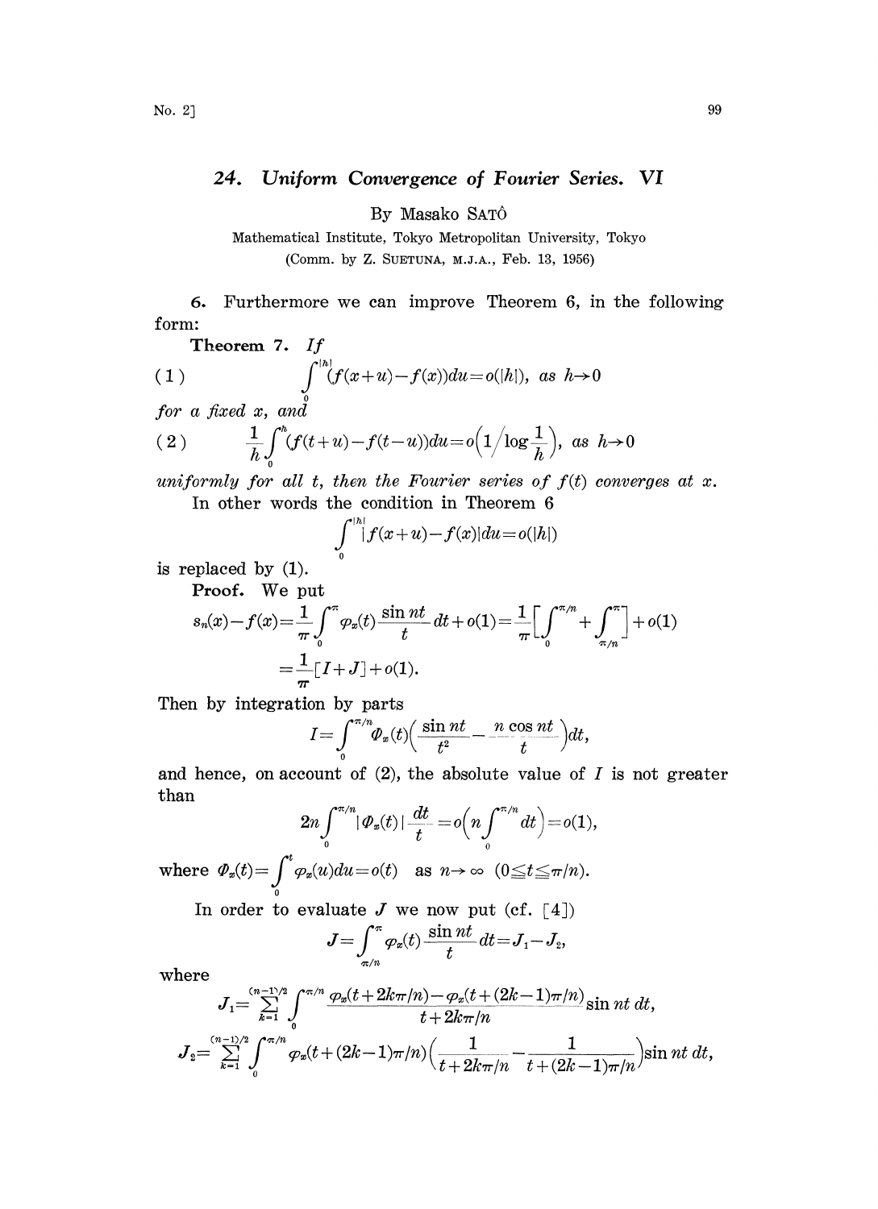# 24. Uniform Convergence of Fourier Series. VI

By Masako SATÔ

Mathematical Institute, Tokyo Metropolitan University, Tokyo

(Comm. by Z. SUETUNA, M.J.A., Feb. 13, 1956)

6. Furthermore we can improve Theorem 6, in the following form:

**Theorem 7.** *If*

$$(1)\qquad \int_0^{|h|}(f(x+u)-f(x))du=o(|h|),\ \text{as}\ h\to 0$$

*for a fixed* $x$, *and*

$$(2)\qquad \frac{1}{h}\int_0^{h}(f(t+u)-f(t-u))du=o\Big(1\Big/\log\frac{1}{h}\Big),\ \text{as}\ h\to 0$$

*uniformly for all* $t$, *then the Fourier series of* $f(t)$ *converges at* $x$.

In other words the condition in Theorem 6

$$\int_0^{|h|}|f(x+u)-f(x)|du=o(|h|)$$

is replaced by (1).

**Proof.** We put

$$s_n(x)-f(x)=\frac{1}{\pi}\int_0^{\pi}\varphi_x(t)\frac{\sin nt}{t}dt+o(1)=\frac{1}{\pi}\Big[\int_0^{\pi/n}+\int_{\pi/n}^{\pi}\Big]+o(1)$$
$$=\frac{1}{\pi}[I+J]+o(1).$$

Then by integration by parts

$$I=\int_0^{\pi/n}\Phi_x(t)\Big(\frac{\sin nt}{t^2}-\frac{n\cos nt}{t}\Big)dt,$$

and hence, on account of (2), the absolute value of $I$ is not greater than

$$2n\int_0^{\pi/n}|\Phi_x(t)|\frac{dt}{t}=o\Big(n\int_0^{\pi/n}dt\Big)=o(1),$$

where $\Phi_x(t)=\int_0^t\varphi_x(u)du=o(t)$ as $n\to\infty$ $(0\leq t\leq \pi/n)$.

In order to evaluate $J$ we now put (cf. [4])

$$J=\int_{\pi/n}^{\pi}\varphi_x(t)\frac{\sin nt}{t}dt=J_1-J_2,$$

where

$$J_1=\sum_{k=1}^{(n-1)/2}\int_0^{\pi/n}\frac{\varphi_x(t+2k\pi/n)-\varphi_x(t+(2k-1)\pi/n)}{t+2k\pi/n}\sin nt\,dt,$$

$$J_2=\sum_{k=1}^{(n-1)/2}\int_0^{\pi/n}\varphi_x(t+(2k-1)\pi/n)\Big(\frac{1}{t+2k\pi/n}-\frac{1}{t+(2k-1)\pi/n}\Big)\sin nt\,dt,$$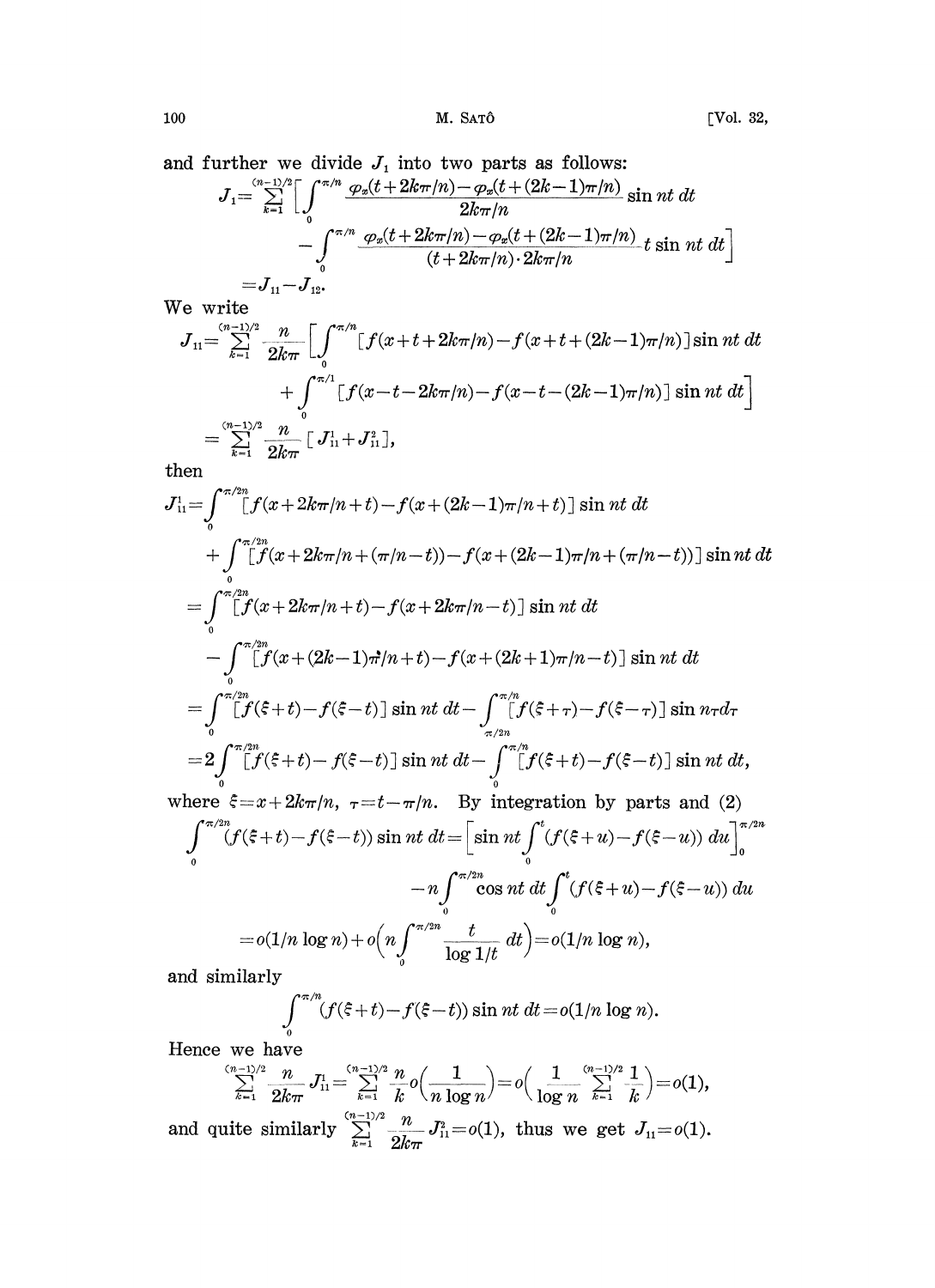and further we divide $J_1$ into two parts as follows:

$$
\begin{aligned}
J_1 = \sum_{k=1}^{(n-1)/2} \Big[ & \int_0^{\pi/n} \frac{\varphi_x(t+2k\pi/n) - \varphi_x(t+(2k-1)\pi/n)}{2k\pi/n} \sin nt \, dt \\
& - \int_0^{\pi/n} \frac{\varphi_x(t+2k\pi/n) - \varphi_x(t+(2k-1)\pi/n)}{(t+2k\pi/n)\cdot 2k\pi/n} t \sin nt \, dt \Big] \\
= J_{11} - J_{12}. &
\end{aligned}
$$

We write

$$
\begin{aligned}
J_{11} = \sum_{k=1}^{(n-1)/2} \frac{n}{2k\pi} \Big[ & \int_0^{\pi/n} [f(x+t+2k\pi/n) - f(x+t+(2k-1)\pi/n)] \sin nt \, dt \\
& + \int_0^{\pi/1} [f(x-t-2k\pi/n) - f(x-t-(2k-1)\pi/n)] \sin nt \, dt \Big] \\
= \sum_{k=1}^{(n-1)/2} \frac{n}{2k\pi} [J_{11}^1 + J_{11}^2], &
\end{aligned}
$$

then

$$
\begin{aligned}
J_{11}^1 &= \int_0^{\pi/2n} [f(x+2k\pi/n+t) - f(x+(2k-1)\pi/n+t)] \sin nt \, dt \\
&\quad + \int_0^{\pi/2n} [f(x+2k\pi/n+(\pi/n-t)) - f(x+(2k-1)\pi/n+(\pi/n-t))] \sin nt \, dt \\
&= \int_0^{\pi/2n} [f(x+2k\pi/n+t) - f(x+2k\pi/n-t)] \sin nt \, dt \\
&\quad - \int_0^{\pi/2n} [f(x+(2k-1)\pi/n+t) - f(x+(2k+1)\pi/n-t)] \sin nt \, dt \\
&= \int_0^{\pi/2n} [f(\xi+t) - f(\xi-t)] \sin nt \, dt - \int_{\pi/2n}^{\pi/n} [f(\xi+\tau) - f(\xi-\tau)] \sin n\tau d\tau \\
&= 2\int_0^{\pi/2n} [f(\xi+t) - f(\xi-t)] \sin nt \, dt - \int_0^{\pi/n} [f(\xi+t) - f(\xi-t)] \sin nt \, dt,
\end{aligned}
$$

where $\xi = x + 2k\pi/n$, $\tau = t - \pi/n$. By integration by parts and (2)

$$
\begin{aligned}
\int_0^{\pi/2n} (f(\xi+t) - f(\xi-t)) \sin nt \, dt &= \Big[ \sin nt \int_0^t (f(\xi+u) - f(\xi-u)) \, du \Big]_0^{\pi/2n} \\
&\quad - n \int_0^{\pi/2n} \cos nt \, dt \int_0^t (f(\xi+u) - f(\xi-u)) \, du \\
&= o(1/n \log n) + o\Big( n \int_0^{\pi/2n} \frac{t}{\log 1/t} \, dt \Big) = o(1/n \log n),
\end{aligned}
$$

and similarly

$$
\int_0^{\pi/n} (f(\xi+t) - f(\xi-t)) \sin nt \, dt = o(1/n \log n).
$$

Hence we have

$$
\sum_{k=1}^{(n-1)/2} \frac{n}{2k\pi} J_{11}^1 = \sum_{k=1}^{(n-1)/2} \frac{n}{k} o\Big( \frac{1}{n \log n} \Big) = o\Big( \frac{1}{\log n} \sum_{k=1}^{(n-1)/2} \frac{1}{k} \Big) = o(1),
$$

and quite similarly $\sum_{k=1}^{(n-1)/2} \frac{n}{2k\pi} J_{11}^2 = o(1)$, thus we get $J_{11} = o(1)$.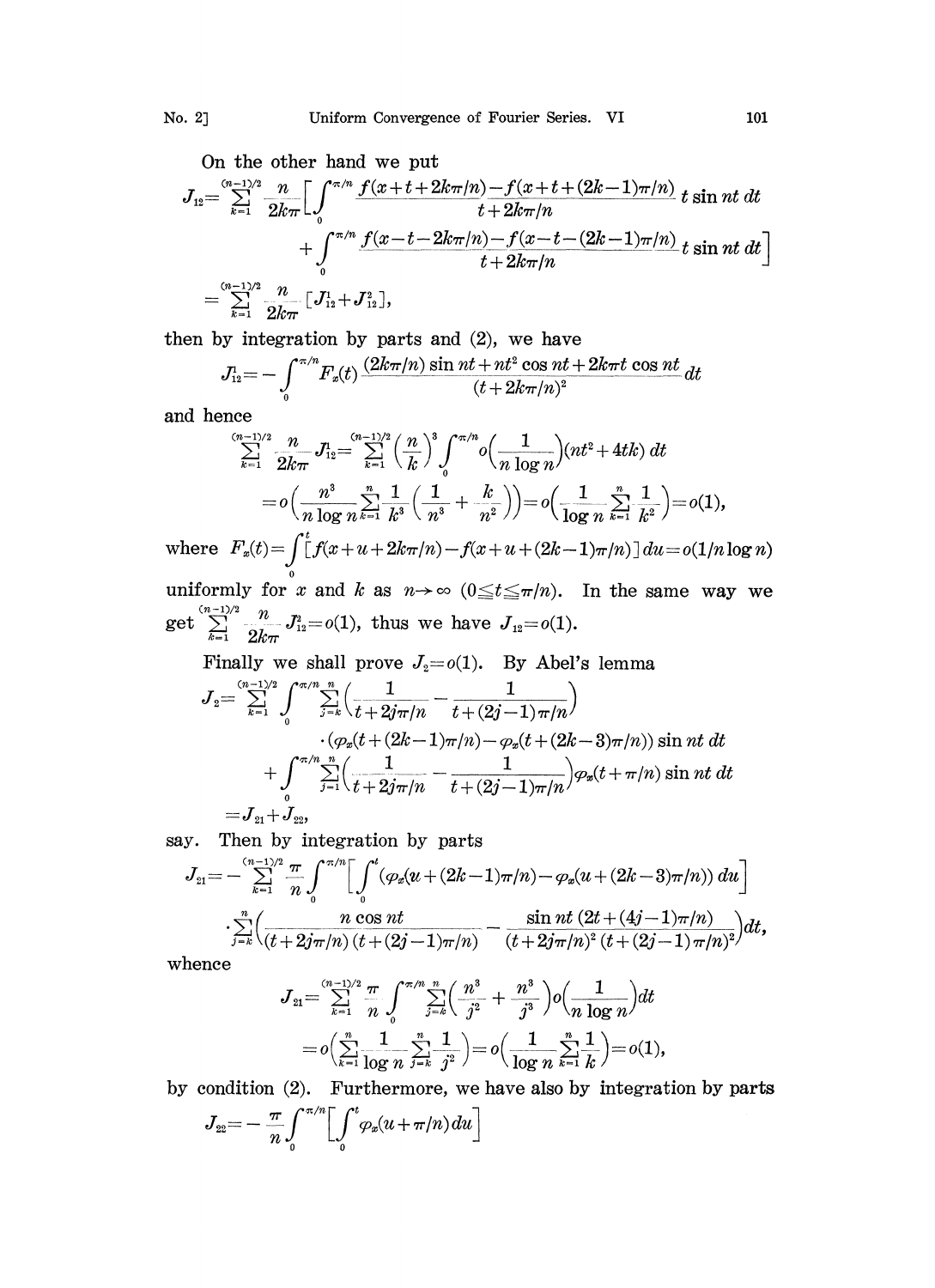On the other hand we put

$$J_{12}=\sum_{k=1}^{(n-1)/2}\frac{n}{2k\pi}\Big[\int_0^{\pi/n}\frac{f(x+t+2k\pi/n)-f(x+t+(2k-1)\pi/n)}{t+2k\pi/n}t\sin nt\,dt$$

$$+\int_0^{\pi/n}\frac{f(x-t-2k\pi/n)-f(x-t-(2k-1)\pi/n)}{t+2k\pi/n}t\sin nt\,dt\Big]$$

$$=\sum_{k=1}^{(n-1)/2}\frac{n}{2k\pi}[J_{12}^1+J_{12}^2],$$

then by integration by parts and (2), we have

$$J_{12}^1=-\int_0^{\pi/n}F_x(t)\frac{(2k\pi/n)\sin nt+nt^2\cos nt+2k\pi t\cos nt}{(t+2k\pi/n)^2}dt$$

and hence

$$\sum_{k=1}^{(n-1)/2}\frac{n}{2k\pi}J_{12}^1=\sum_{k=1}^{(n-1)/2}\Big(\frac{n}{k}\Big)^3\int_0^{\pi/n}o\Big(\frac{1}{n\log n}\Big)(nt^2+4tk)\,dt$$

$$=o\Big(\frac{n^3}{n\log n}\sum_{k=1}^{n}\frac{1}{k^3}\Big(\frac{1}{n^3}+\frac{k}{n^2}\Big)\Big)=o\Big(\frac{1}{\log n}\sum_{k=1}^{n}\frac{1}{k^2}\Big)=o(1),$$

where $F_x(t)=\int_0^t[f(x+u+2k\pi/n)-f(x+u+(2k-1)\pi/n)]\,du=o(1/n\log n)$ uniformly for $x$ and $k$ as $n\to\infty$ $(0\leqq t\leqq\pi/n)$. In the same way we get $\sum_{k=1}^{(n-1)/2}\frac{n}{2k\pi}J_{12}^2=o(1)$, thus we have $J_{12}=o(1)$.

Finally we shall prove $J_2=o(1)$. By Abel's lemma

$$J_2=\sum_{k=1}^{(n-1)/2}\int_0^{\pi/n}\sum_{j=k}^{n}\Big(\frac{1}{t+2j\pi/n}-\frac{1}{t+(2j-1)\pi/n}\Big)$$

$$\cdot(\varphi_x(t+(2k-1)\pi/n)-\varphi_x(t+(2k-3)\pi/n))\sin nt\,dt$$

$$+\int_0^{\pi/n}\sum_{j=1}^{n}\Big(\frac{1}{t+2j\pi/n}-\frac{1}{t+(2j-1)\pi/n}\Big)\varphi_x(t+\pi/n)\sin nt\,dt$$

$$=J_{21}+J_{22},$$

say. Then by integration by parts

$$J_{21}=-\sum_{k=1}^{(n-1)/2}\frac{\pi}{n}\int_0^{\pi/n}\Big[\int_0^t(\varphi_x(u+(2k-1)\pi/n)-\varphi_x(u+(2k-3)\pi/n))\,du\Big]$$

$$\cdot\sum_{j=k}^{n}\Big(\frac{n\cos nt}{(t+2j\pi/n)(t+(2j-1)\pi/n)}-\frac{\sin nt\,(2t+(4j-1)\pi/n)}{(t+2j\pi/n)^2(t+(2j-1)\pi/n)^2}\Big)dt,$$

whence

$$J_{21}=\sum_{k=1}^{(n-1)/2}\frac{\pi}{n}\int_0^{\pi/n}\sum_{j=k}^{n}\Big(\frac{n^3}{j^2}+\frac{n^3}{j^3}\Big)o\Big(\frac{1}{n\log n}\Big)dt$$

$$=o\Big(\sum_{k=1}^{n}\frac{1}{\log n}\sum_{j=k}^{n}\frac{1}{j^2}\Big)=o\Big(\frac{1}{\log n}\sum_{k=1}^{n}\frac{1}{k}\Big)=o(1),$$

by condition (2). Furthermore, we have also by integration by parts

$$J_{22}=-\frac{\pi}{n}\int_0^{\pi/n}\Big[\int_0^t\varphi_x(u+\pi/n)\,du\Big]$$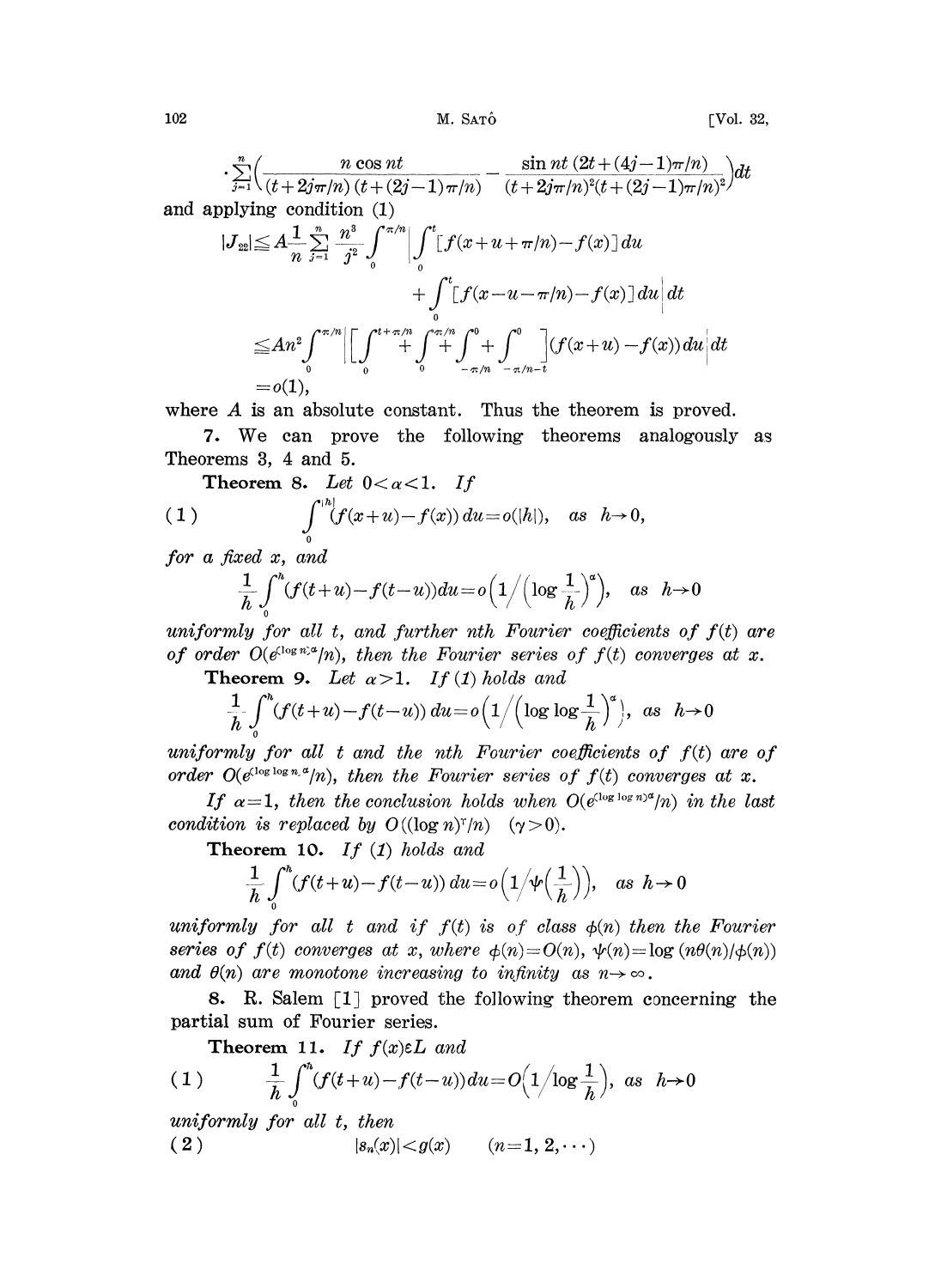$$\cdot \sum_{j=1}^{n}\left(\frac{n \cos nt}{(t+2j\pi/n)\,(t+(2j-1)\pi/n)} - \frac{\sin nt\,(2t+(4j-1)\pi/n)}{(t+2j\pi/n)^2(t+(2j-1)\pi/n)^2}\right)dt$$

and applying condition (1)

$$|J_{22}| \leqq A\frac{1}{n}\sum_{j=1}^{n}\frac{n^3}{j^2}\int_0^{\pi/n}\left|\int_0^t [f(x+u+\pi/n)-f(x)]\,du + \int_0^t [f(x-u-\pi/n)-f(x)]\,du\right|dt$$

$$\leqq An^2\int_0^{\pi/n}\left|\left[\int_0^{t+\pi/n}+\int_0^{\pi/n}+\int_{-\pi/n}^{0}+\int_{-\pi/n-t}^{0}\right](f(x+u)-f(x))\,du\right|dt$$

$$=o(1),$$

where $A$ is an absolute constant. Thus the theorem is proved.

**7.** We can prove the following theorems analogously as Theorems 3, 4 and 5.

**Theorem 8.** *Let $0<\alpha<1$. If*

$$(1) \qquad \int_0^{|h|}(f(x+u)-f(x))\,du = o(|h|), \quad \text{as } h\to 0,$$

*for a fixed $x$, and*

$$\frac{1}{h}\int_0^h (f(t+u)-f(t-u))\,du = o\left(1\Big/\left(\log\frac{1}{h}\right)^{\alpha}\right), \quad \text{as } h\to 0$$

*uniformly for all $t$, and further $n$th Fourier coefficients of $f(t)$ are of order $O(e^{(\log n)^{\alpha}}/n)$, then the Fourier series of $f(t)$ converges at $x$.*

**Theorem 9.** *Let $\alpha>1$. If (1) holds and*

$$\frac{1}{h}\int_0^h (f(t+u)-f(t-u))\,du = o\left(1\Big/\left(\log\log\frac{1}{h}\right)^{\alpha}\right), \quad \text{as } h\to 0$$

*uniformly for all $t$ and the $n$th Fourier coefficients of $f(t)$ are of order $O(e^{(\log\log n)^{\alpha}}/n)$, then the Fourier series of $f(t)$ converges at $x$.*

*If $\alpha=1$, then the conclusion holds when $O(e^{(\log\log n)^{\alpha}}/n)$ in the last condition is replaced by $O((\log n)^{\gamma}/n)$ $(\gamma>0)$.*

**Theorem 10.** *If (1) holds and*

$$\frac{1}{h}\int_0^h (f(t+u)-f(t-u))\,du = o\left(1\Big/\psi\left(\frac{1}{h}\right)\right), \quad \text{as } h\to 0$$

*uniformly for all $t$ and if $f(t)$ is of class $\phi(n)$ then the Fourier series of $f(t)$ converges at $x$, where $\phi(n)=O(n)$, $\psi(n)=\log(n\theta(n)/\phi(n))$ and $\theta(n)$ are monotone increasing to infinity as $n\to\infty$.*

**8.** R. Salem [1] proved the following theorem concerning the partial sum of Fourier series.

**Theorem 11.** *If $f(x)\varepsilon L$ and*

$$(1) \qquad \frac{1}{h}\int_0^h (f(t+u)-f(t-u))\,du = O\left(1\Big/\log\frac{1}{h}\right), \quad \text{as } h\to 0$$

*uniformly for all $t$, then*

$$(2) \qquad |s_n(x)| < g(x) \qquad (n=1,2,\cdots)$$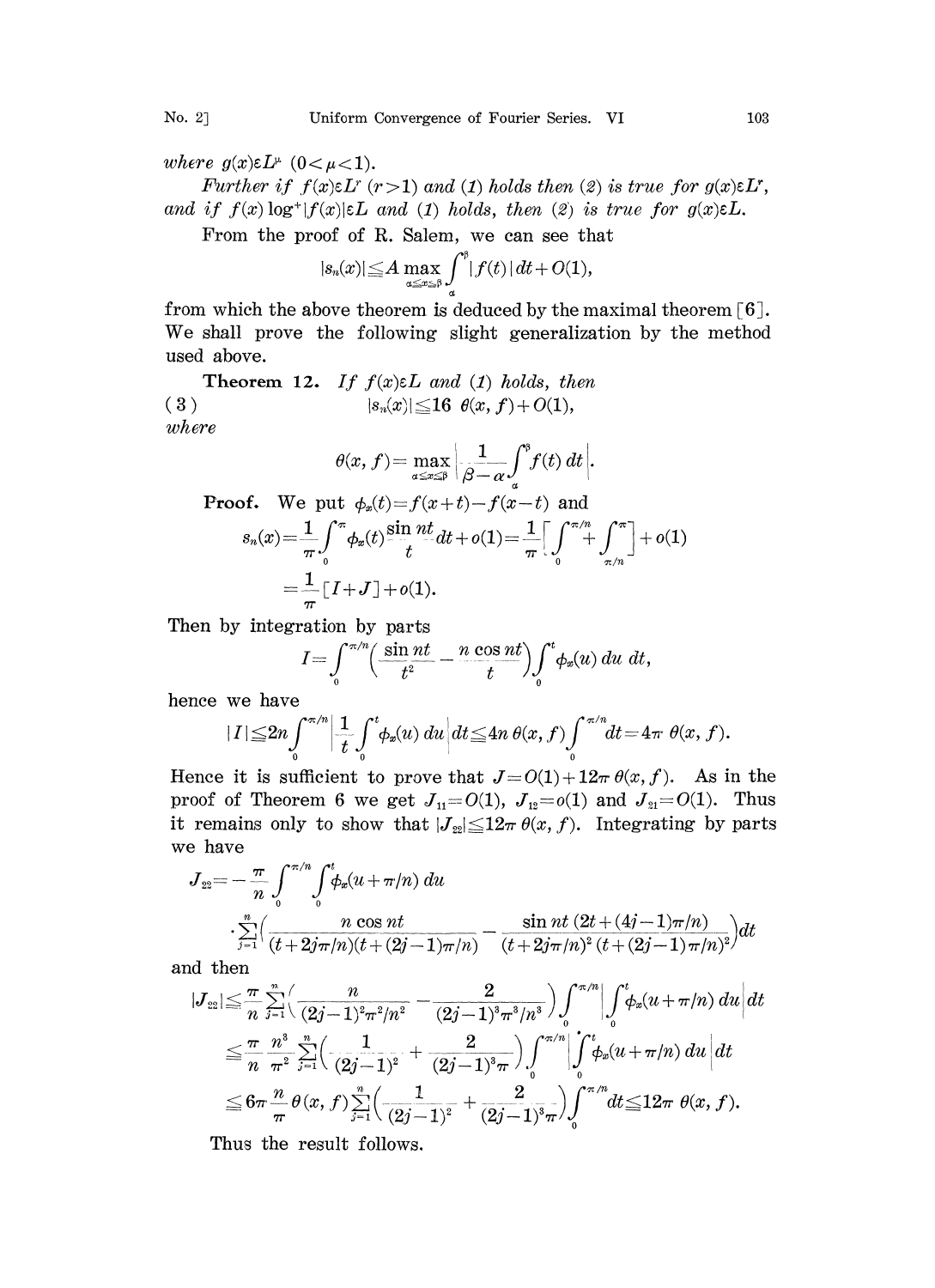*where* $g(x) \varepsilon L^{\mu}$ $(0<\mu<1)$.

*Further if* $f(x) \varepsilon L^r$ $(r>1)$ *and (1) holds then (2) is true for* $g(x) \varepsilon L^r$, *and if* $f(x) \log^+ |f(x)| \varepsilon L$ *and (1) holds, then (2) is true for* $g(x) \varepsilon L$.

From the proof of R. Salem, we can see that

$$|s_n(x)| \leqq A \max_{\alpha \leqq x \leqq \beta} \int_\alpha^\beta |f(t)|\, dt + O(1),$$

from which the above theorem is deduced by the maximal theorem [6]. We shall prove the following slight generalization by the method used above.

**Theorem 12.** *If* $f(x) \varepsilon L$ *and (1) holds, then*

$$|s_n(x)| \leqq 16\ \theta(x, f) + O(1), \tag{3}$$

*where*

$$\theta(x, f) = \max_{\alpha \leqq x \leqq \beta} \left| \frac{1}{\beta - \alpha} \int_\alpha^\beta f(t)\, dt \right|.$$

**Proof.** We put $\phi_x(t) = f(x+t) - f(x-t)$ and

$$s_n(x) = \frac{1}{\pi} \int_0^\pi \phi_x(t) \frac{\sin nt}{t} dt + o(1) = \frac{1}{\pi} \left[ \int_0^{\pi/n} + \int_{\pi/n}^\pi \right] + o(1)$$

$$= \frac{1}{\pi} [I + J] + o(1).$$

Then by integration by parts

$$I = \int_0^{\pi/n} \left( \frac{\sin nt}{t^2} - \frac{n \cos nt}{t} \right) \int_0^t \phi_x(u)\, du\, dt,$$

hence we have

$$|I| \leqq 2n \int_0^{\pi/n} \left| \frac{1}{t} \int_0^t \phi_x(u)\, du \right| dt \leqq 4n\, \theta(x, f) \int_0^{\pi/n} dt = 4\pi\, \theta(x, f).$$

Hence it is sufficient to prove that $J = O(1) + 12\pi\, \theta(x, f)$. As in the proof of Theorem 6 we get $J_{11} = O(1)$, $J_{12} = o(1)$ and $J_{21} = O(1)$. Thus it remains only to show that $|J_{22}| \leqq 12\pi\, \theta(x, f)$. Integrating by parts we have

$$J_{22} = -\frac{\pi}{n} \int_0^{\pi/n} \int_0^t \phi_x(u + \pi/n)\, du$$

$$\cdot \sum_{j=1}^n \left( \frac{n \cos nt}{(t + 2j\pi/n)(t + (2j-1)\pi/n)} - \frac{\sin nt\, (2t + (4j-1)\pi/n)}{(t + 2j\pi/n)^2 (t + (2j-1)\pi/n)^2} \right) dt$$

and then

$$|J_{22}| \leqq \frac{\pi}{n} \sum_{j=1}^n \left( \frac{n}{(2j-1)^2 \pi^2/n^2} - \frac{2}{(2j-1)^3 \pi^3/n^3} \right) \int_0^{\pi/n} \left| \int_0^t \phi_x(u + \pi/n)\, du \right| dt$$

$$\leqq \frac{\pi}{n} \frac{n^3}{\pi^2} \sum_{j=1}^n \left( \frac{1}{(2j-1)^2} + \frac{2}{(2j-1)^3 \pi} \right) \int_0^{\pi/n} \left| \int_0^t \phi_x(u + \pi/n)\, du \right| dt$$

$$\leqq 6\pi \frac{n}{\pi} \theta(x, f) \sum_{j=1}^n \left( \frac{1}{(2j-1)^2} + \frac{2}{(2j-1)^3 \pi} \right) \int_0^{\pi/n} dt \leqq 12\pi\, \theta(x, f).$$

Thus the result follows.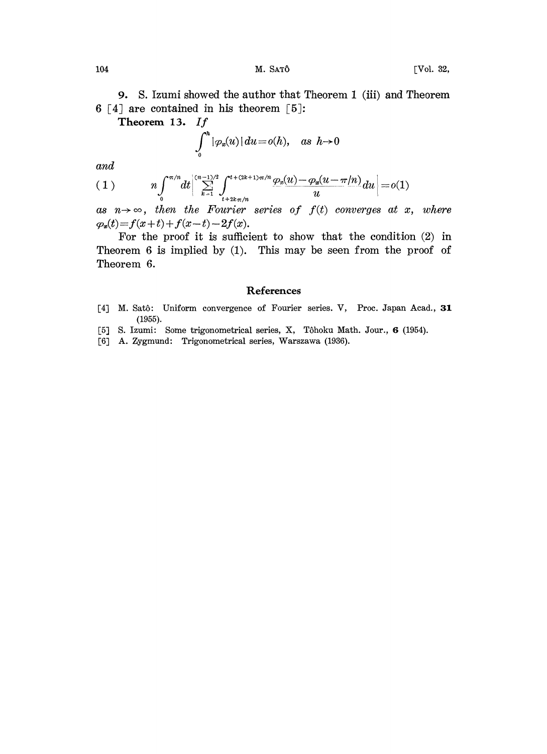**9.** S. Izumi showed the author that Theorem 1 (iii) and Theorem 6 [4] are contained in his theorem [5]:

**Theorem 13.** *If*

$$\int_0^h |\varphi_x(u)|\,du = o(h), \quad \text{as } h \to 0$$

*and*

$$(1) \qquad n\int_0^{\pi/n} dt \left| \sum_{k=1}^{(n-1)/2} \int_{t+2k\pi/n}^{t+(2k+1)\pi/n} \frac{\varphi_x(u)-\varphi_x(u-\pi/n)}{u}\,du \right| = o(1)$$

*as $n \to \infty$, then the Fourier series of $f(t)$ converges at $x$, where $\varphi_x(t) = f(x+t) + f(x-t) - 2f(x)$.*

For the proof it is sufficient to show that the condition (2) in Theorem 6 is implied by (1). This may be seen from the proof of Theorem 6.

## References

[4] M. Satô: Uniform convergence of Fourier series. V, Proc. Japan Acad., **31** (1955).

[5] S. Izumi: Some trigonometrical series, X, Tôhoku Math. Jour., **6** (1954).

[6] A. Zygmund: Trigonometrical series, Warszawa (1936).